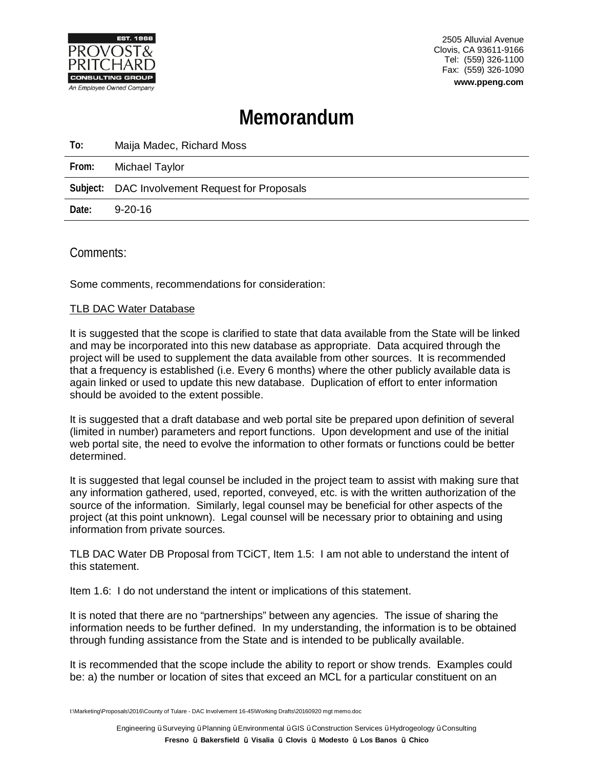**EST. 1968**
**PROVOST& PRITCHARD**
**CONSULTING GROUP**
*An Employee Owned Company*

2505 Alluvial Avenue
Clovis, CA 93611-9166
Tel: (559) 326-1100
Fax: (559) 326-1090
**www.ppeng.com**

# Memorandum

| | |
|---|---|
| **To:** | Maija Madec, Richard Moss |
| **From:** | Michael Taylor |
| **Subject:** | DAC Involvement Request for Proposals |
| **Date:** | 9-20-16 |

## Comments:

Some comments, recommendations for consideration:

<u>TLB DAC Water Database</u>

It is suggested that the scope is clarified to state that data available from the State will be linked and may be incorporated into this new database as appropriate. Data acquired through the project will be used to supplement the data available from other sources. It is recommended that a frequency is established (i.e. Every 6 months) where the other publicly available data is again linked or used to update this new database. Duplication of effort to enter information should be avoided to the extent possible.

It is suggested that a draft database and web portal site be prepared upon definition of several (limited in number) parameters and report functions. Upon development and use of the initial web portal site, the need to evolve the information to other formats or functions could be better determined.

It is suggested that legal counsel be included in the project team to assist with making sure that any information gathered, used, reported, conveyed, etc. is with the written authorization of the source of the information. Similarly, legal counsel may be beneficial for other aspects of the project (at this point unknown). Legal counsel will be necessary prior to obtaining and using information from private sources.

TLB DAC Water DB Proposal from TCiCT, Item 1.5: I am not able to understand the intent of this statement.

Item 1.6: I do not understand the intent or implications of this statement.

It is noted that there are no "partnerships" between any agencies. The issue of sharing the information needs to be further defined. In my understanding, the information is to be obtained through funding assistance from the State and is intended to be publically available.

It is recommended that the scope include the ability to report or show trends. Examples could be: a) the number or location of sites that exceed an MCL for a particular constituent on an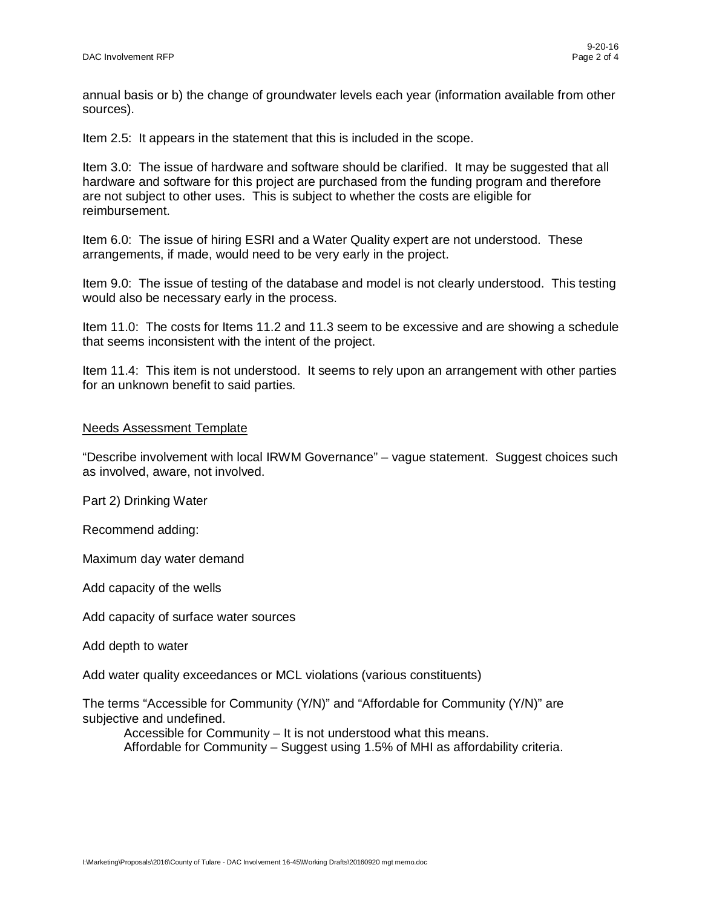annual basis or b) the change of groundwater levels each year (information available from other sources).

Item 2.5: It appears in the statement that this is included in the scope.

Item 3.0: The issue of hardware and software should be clarified. It may be suggested that all hardware and software for this project are purchased from the funding program and therefore are not subject to other uses. This is subject to whether the costs are eligible for reimbursement.

Item 6.0: The issue of hiring ESRI and a Water Quality expert are not understood. These arrangements, if made, would need to be very early in the project.

Item 9.0: The issue of testing of the database and model is not clearly understood. This testing would also be necessary early in the process.

Item 11.0: The costs for Items 11.2 and 11.3 seem to be excessive and are showing a schedule that seems inconsistent with the intent of the project.

Item 11.4: This item is not understood. It seems to rely upon an arrangement with other parties for an unknown benefit to said parties.

<u>Needs Assessment Template</u>

"Describe involvement with local IRWM Governance" – vague statement. Suggest choices such as involved, aware, not involved.

Part 2) Drinking Water

Recommend adding:

Maximum day water demand

Add capacity of the wells

Add capacity of surface water sources

Add depth to water

Add water quality exceedances or MCL violations (various constituents)

The terms "Accessible for Community (Y/N)" and "Affordable for Community (Y/N)" are subjective and undefined.

> Accessible for Community – It is not understood what this means.
> Affordable for Community – Suggest using 1.5% of MHI as affordability criteria.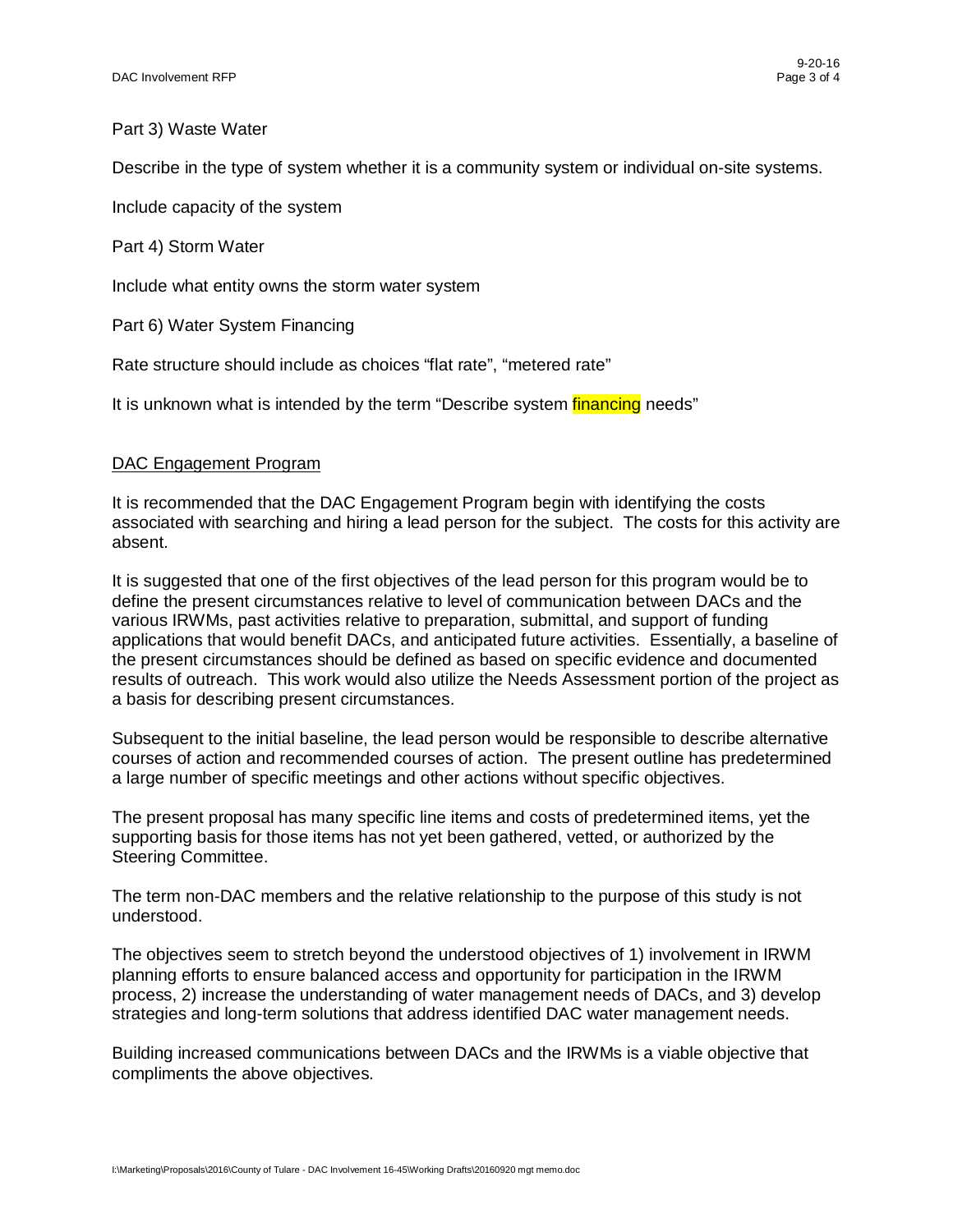Part 3) Waste Water

Describe in the type of system whether it is a community system or individual on-site systems.

Include capacity of the system

Part 4) Storm Water

Include what entity owns the storm water system

Part 6) Water System Financing

Rate structure should include as choices "flat rate", "metered rate"

It is unknown what is intended by the term "Describe system financing needs"

<u>DAC Engagement Program</u>

It is recommended that the DAC Engagement Program begin with identifying the costs associated with searching and hiring a lead person for the subject. The costs for this activity are absent.

It is suggested that one of the first objectives of the lead person for this program would be to define the present circumstances relative to level of communication between DACs and the various IRWMs, past activities relative to preparation, submittal, and support of funding applications that would benefit DACs, and anticipated future activities. Essentially, a baseline of the present circumstances should be defined as based on specific evidence and documented results of outreach. This work would also utilize the Needs Assessment portion of the project as a basis for describing present circumstances.

Subsequent to the initial baseline, the lead person would be responsible to describe alternative courses of action and recommended courses of action. The present outline has predetermined a large number of specific meetings and other actions without specific objectives.

The present proposal has many specific line items and costs of predetermined items, yet the supporting basis for those items has not yet been gathered, vetted, or authorized by the Steering Committee.

The term non-DAC members and the relative relationship to the purpose of this study is not understood.

The objectives seem to stretch beyond the understood objectives of 1) involvement in IRWM planning efforts to ensure balanced access and opportunity for participation in the IRWM process, 2) increase the understanding of water management needs of DACs, and 3) develop strategies and long-term solutions that address identified DAC water management needs.

Building increased communications between DACs and the IRWMs is a viable objective that compliments the above objectives.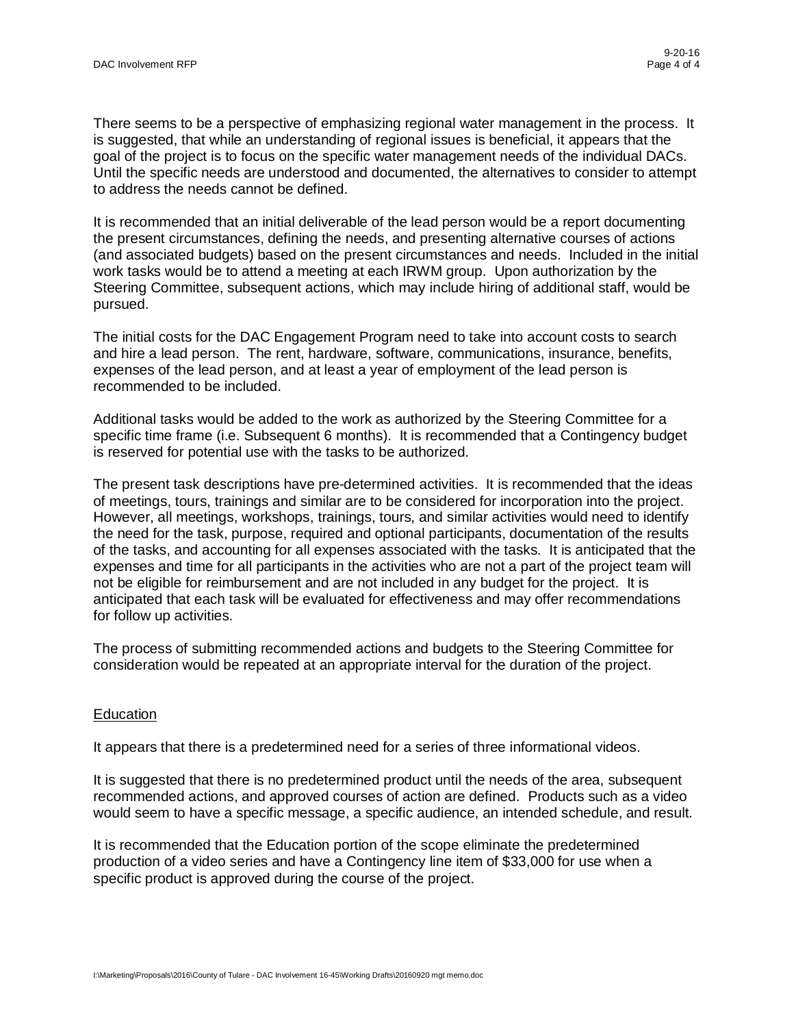There seems to be a perspective of emphasizing regional water management in the process. It is suggested, that while an understanding of regional issues is beneficial, it appears that the goal of the project is to focus on the specific water management needs of the individual DACs. Until the specific needs are understood and documented, the alternatives to consider to attempt to address the needs cannot be defined.

It is recommended that an initial deliverable of the lead person would be a report documenting the present circumstances, defining the needs, and presenting alternative courses of actions (and associated budgets) based on the present circumstances and needs. Included in the initial work tasks would be to attend a meeting at each IRWM group. Upon authorization by the Steering Committee, subsequent actions, which may include hiring of additional staff, would be pursued.

The initial costs for the DAC Engagement Program need to take into account costs to search and hire a lead person. The rent, hardware, software, communications, insurance, benefits, expenses of the lead person, and at least a year of employment of the lead person is recommended to be included.

Additional tasks would be added to the work as authorized by the Steering Committee for a specific time frame (i.e. Subsequent 6 months). It is recommended that a Contingency budget is reserved for potential use with the tasks to be authorized.

The present task descriptions have pre-determined activities. It is recommended that the ideas of meetings, tours, trainings and similar are to be considered for incorporation into the project. However, all meetings, workshops, trainings, tours, and similar activities would need to identify the need for the task, purpose, required and optional participants, documentation of the results of the tasks, and accounting for all expenses associated with the tasks. It is anticipated that the expenses and time for all participants in the activities who are not a part of the project team will not be eligible for reimbursement and are not included in any budget for the project. It is anticipated that each task will be evaluated for effectiveness and may offer recommendations for follow up activities.

The process of submitting recommended actions and budgets to the Steering Committee for consideration would be repeated at an appropriate interval for the duration of the project.

Education

It appears that there is a predetermined need for a series of three informational videos.

It is suggested that there is no predetermined product until the needs of the area, subsequent recommended actions, and approved courses of action are defined. Products such as a video would seem to have a specific message, a specific audience, an intended schedule, and result.

It is recommended that the Education portion of the scope eliminate the predetermined production of a video series and have a Contingency line item of $33,000 for use when a specific product is approved during the course of the project.